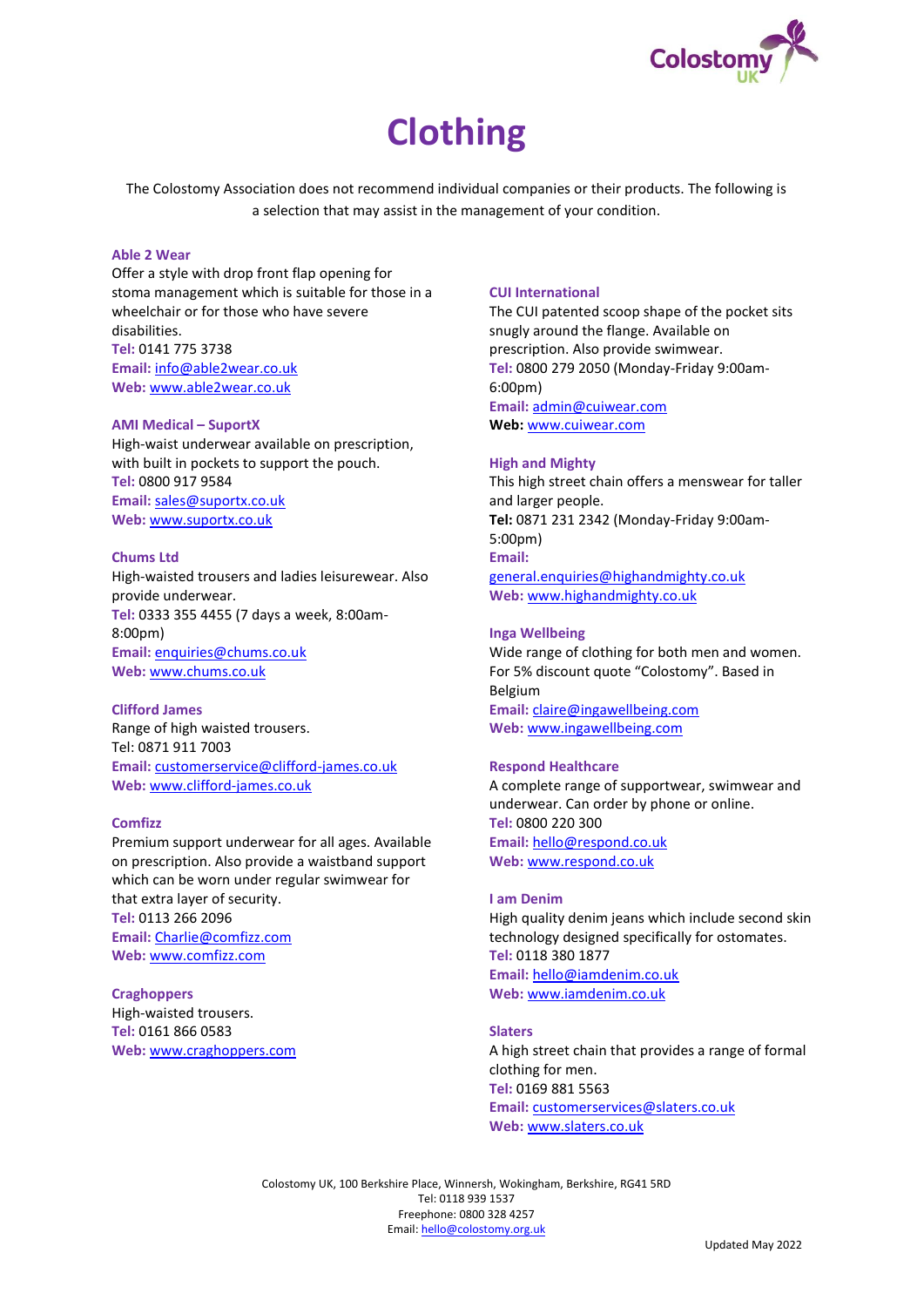# Clothing

The Colostomy Association does not recommend individual companies or their products. The following is a selection that may assist in the management of your condition.

### Able 2 Wear

Offer a style with drop front flap opening for stoma management which is suitable for those in a wheelchair or for those who have severe disabilities.
**Tel:** 0141 775 3738
**Email:** info@able2wear.co.uk
**Web:** www.able2wear.co.uk

### AMI Medical – SuportX

High-waist underwear available on prescription, with built in pockets to support the pouch.
**Tel:** 0800 917 9584
**Email:** sales@suportx.co.uk
**Web:** www.suportx.co.uk

### Chums Ltd

High-waisted trousers and ladies leisurewear. Also provide underwear.
**Tel:** 0333 355 4455 (7 days a week, 8:00am-8:00pm)
**Email:** enquiries@chums.co.uk
**Web:** www.chums.co.uk

### Clifford James

Range of high waisted trousers.
Tel: 0871 911 7003
**Email:** customerservice@clifford-james.co.uk
**Web:** www.clifford-james.co.uk

### Comfizz

Premium support underwear for all ages. Available on prescription. Also provide a waistband support which can be worn under regular swimwear for that extra layer of security.
**Tel:** 0113 266 2096
**Email:** Charlie@comfizz.com
**Web:** www.comfizz.com

### Craghoppers

High-waisted trousers.
**Tel:** 0161 866 0583
**Web:** www.craghoppers.com

### CUI International

The CUI patented scoop shape of the pocket sits snugly around the flange. Available on prescription. Also provide swimwear.
**Tel:** 0800 279 2050 (Monday-Friday 9:00am-6:00pm)
**Email:** admin@cuiwear.com
**Web:** www.cuiwear.com

### High and Mighty

This high street chain offers a menswear for taller and larger people.
**Tel:** 0871 231 2342 (Monday-Friday 9:00am-5:00pm)
**Email:** general.enquiries@highandmighty.co.uk
**Web:** www.highandmighty.co.uk

### Inga Wellbeing

Wide range of clothing for both men and women. For 5% discount quote "Colostomy". Based in Belgium
**Email:** claire@ingawellbeing.com
**Web:** www.ingawellbeing.com

### Respond Healthcare

A complete range of supportwear, swimwear and underwear. Can order by phone or online.
**Tel:** 0800 220 300
**Email:** hello@respond.co.uk
**Web:** www.respond.co.uk

### I am Denim

High quality denim jeans which include second skin technology designed specifically for ostomates.
**Tel:** 0118 380 1877
**Email:** hello@iamdenim.co.uk
**Web:** www.iamdenim.co.uk

### Slaters

A high street chain that provides a range of formal clothing for men.
**Tel:** 0169 881 5563
**Email:** customerservices@slaters.co.uk
**Web:** www.slaters.co.uk

Colostomy UK, 100 Berkshire Place, Winnersh, Wokingham, Berkshire, RG41 5RD
Tel: 0118 939 1537
Freephone: 0800 328 4257
Email: hello@colostomy.org.uk

Updated May 2022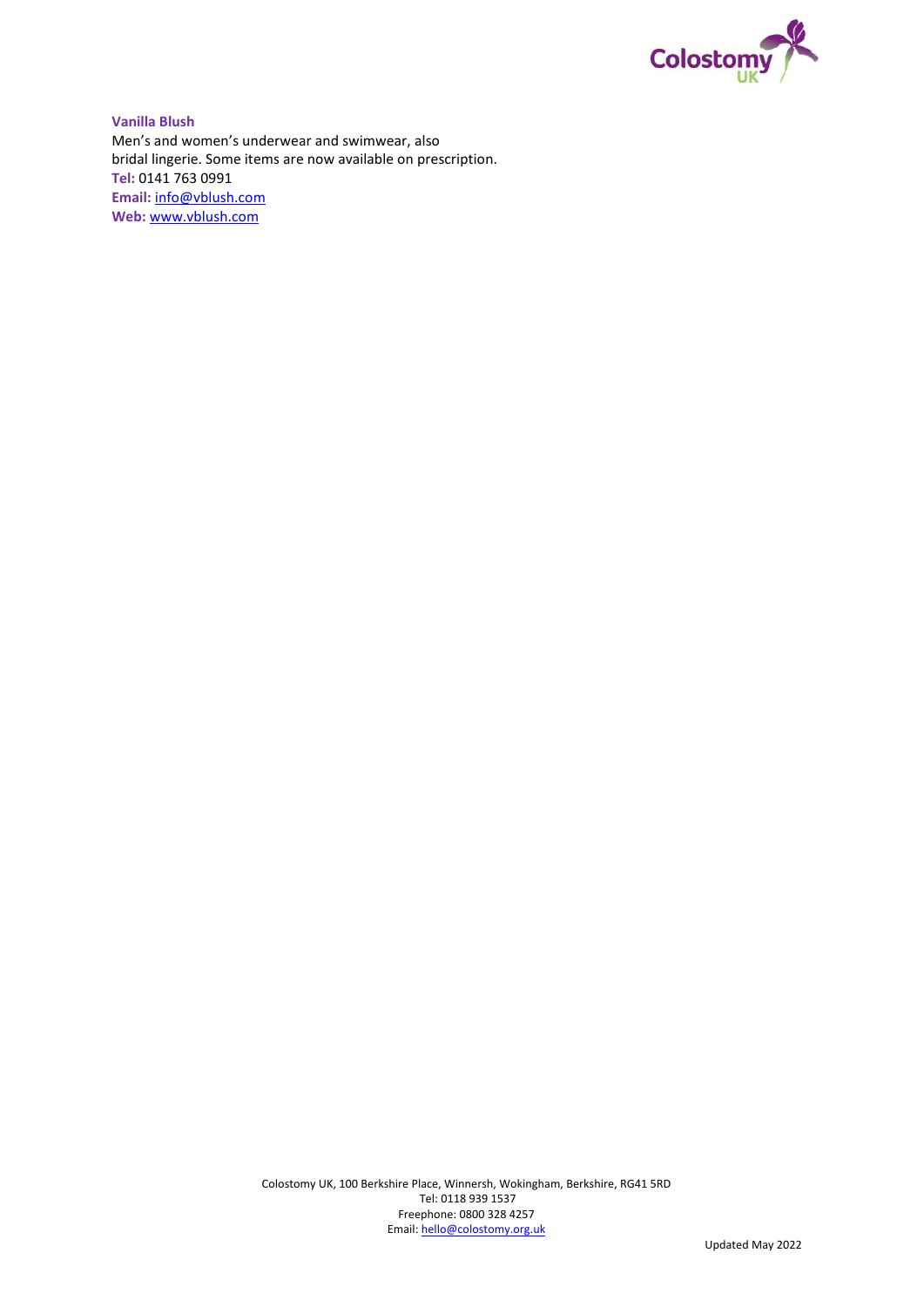**Vanilla Blush**

Men's and women's underwear and swimwear, also bridal lingerie. Some items are now available on prescription.

**Tel:** 0141 763 0991
**Email:** info@vblush.com
**Web:** www.vblush.com

Colostomy UK, 100 Berkshire Place, Winnersh, Wokingham, Berkshire, RG41 5RD
Tel: 0118 939 1537
Freephone: 0800 328 4257
Email: hello@colostomy.org.uk

Updated May 2022